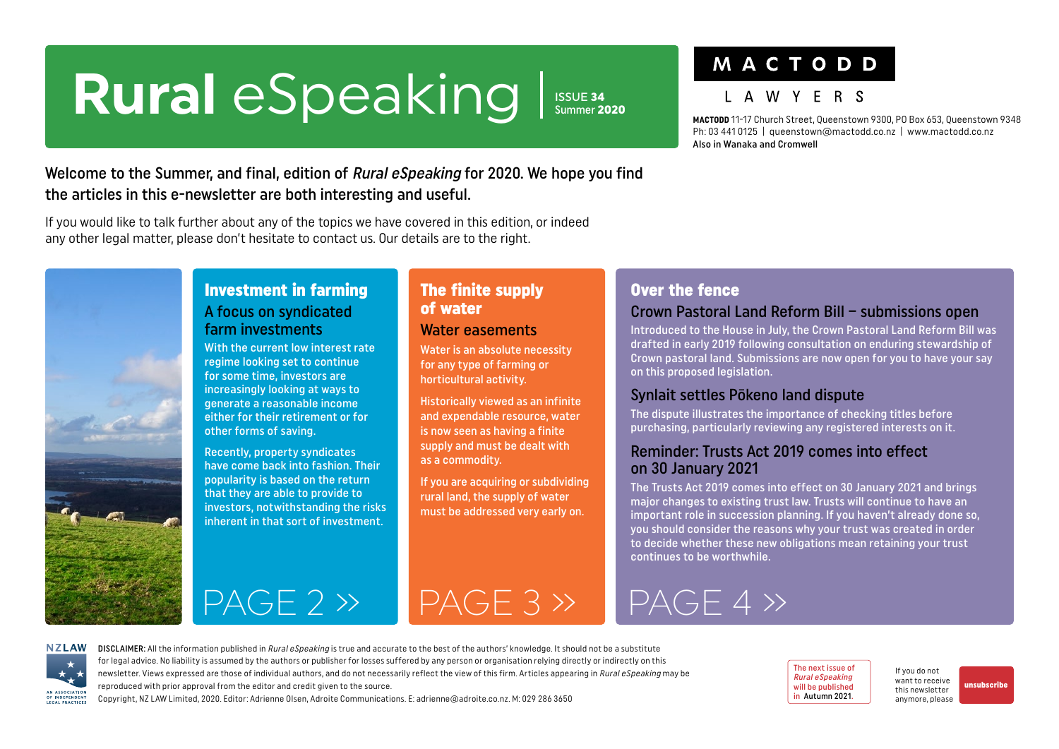# Rural eSpeaking

ISSUE **34**
Summer **2020**

**MACTODD**
LAWYERS

**MACTODD** 11-17 Church Street, Queenstown 9300, PO Box 653, Queenstown 9348
Ph: 03 441 0125 | queenstown@mactodd.co.nz | www.mactodd.co.nz
Also in Wanaka and Cromwell

Welcome to the Summer, and final, edition of *Rural eSpeaking* for 2020. We hope you find the articles in this e-newsletter are both interesting and useful.

If you would like to talk further about any of the topics we have covered in this edition, or indeed any other legal matter, please don't hesitate to contact us. Our details are to the right.

## Investment in farming

### A focus on syndicated farm investments

With the current low interest rate regime looking set to continue for some time, investors are increasingly looking at ways to generate a reasonable income either for their retirement or for other forms of saving.

Recently, property syndicates have come back into fashion. Their popularity is based on the return that they are able to provide to investors, notwithstanding the risks inherent in that sort of investment.

PAGE 2 »

## The finite supply of water

### Water easements

Water is an absolute necessity for any type of farming or horticultural activity.

Historically viewed as an infinite and expendable resource, water is now seen as having a finite supply and must be dealt with as a commodity.

If you are acquiring or subdividing rural land, the supply of water must be addressed very early on.

PAGE 3 »

## Over the fence

### Crown Pastoral Land Reform Bill – submissions open

Introduced to the House in July, the Crown Pastoral Land Reform Bill was drafted in early 2019 following consultation on enduring stewardship of Crown pastoral land. Submissions are now open for you to have your say on this proposed legislation.

### Synlait settles Pōkeno land dispute

The dispute illustrates the importance of checking titles before purchasing, particularly reviewing any registered interests on it.

### Reminder: Trusts Act 2019 comes into effect on 30 January 2021

The Trusts Act 2019 comes into effect on 30 January 2021 and brings major changes to existing trust law. Trusts will continue to have an important role in succession planning. If you haven't already done so, you should consider the reasons why your trust was created in order to decide whether these new obligations mean retaining your trust continues to be worthwhile.

PAGE 4 »

NZLAW – An association of independent legal practices

**DISCLAIMER:** All the information published in *Rural eSpeaking* is true and accurate to the best of the authors' knowledge. It should not be a substitute for legal advice. No liability is assumed by the authors or publisher for losses suffered by any person or organisation relying directly or indirectly on this newsletter. Views expressed are those of individual authors, and do not necessarily reflect the view of this firm. Articles appearing in *Rural eSpeaking* may be reproduced with prior approval from the editor and credit given to the source.
Copyright, NZ LAW Limited, 2020. Editor: Adrienne Olsen, Adroite Communications. E: adrienne@adroite.co.nz. M: 029 286 3650

The next issue of *Rural eSpeaking* will be published in Autumn 2021.

If you do not want to receive this newsletter anymore, please unsubscribe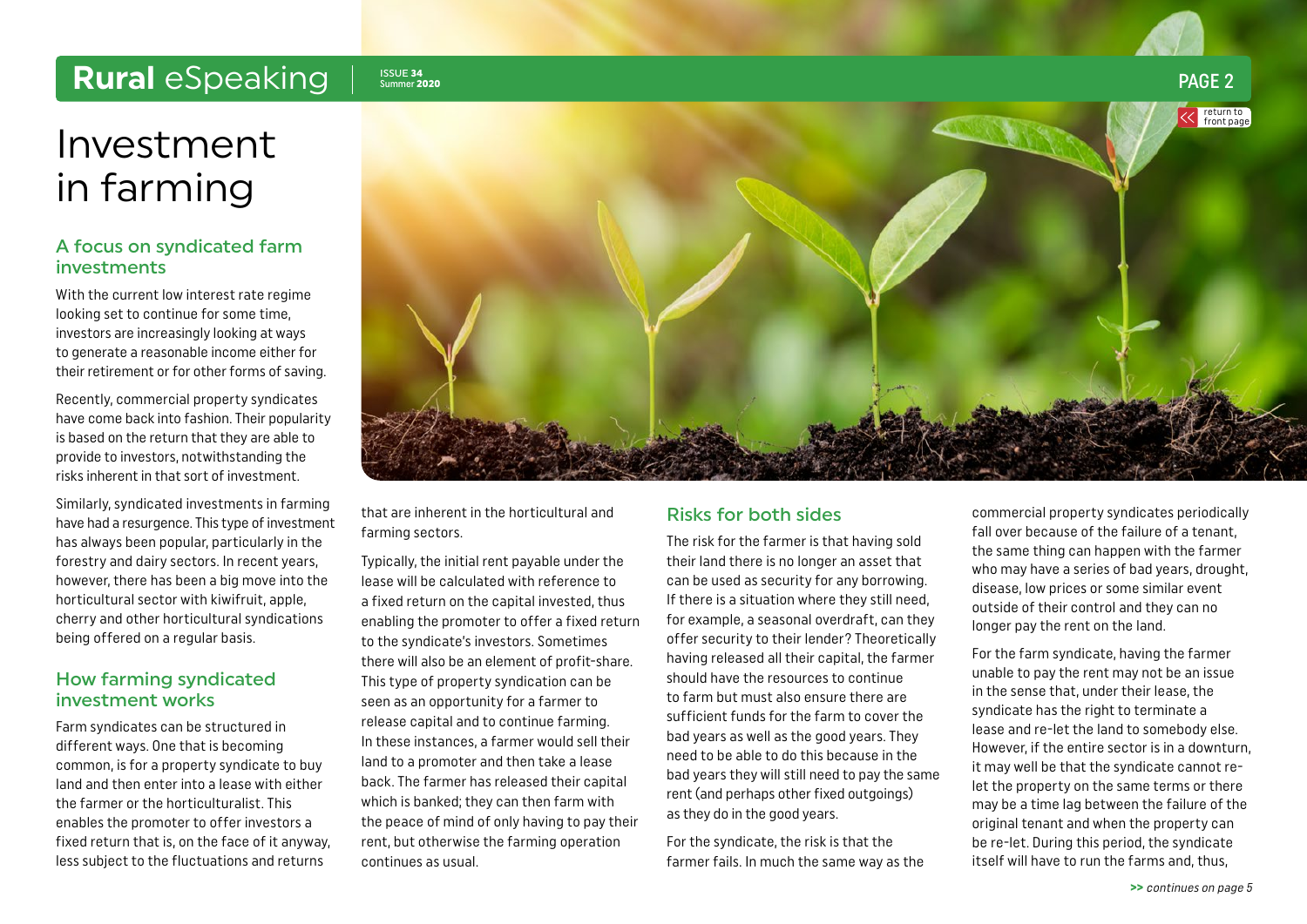# Investment in farming

## A focus on syndicated farm investments

With the current low interest rate regime looking set to continue for some time, investors are increasingly looking at ways to generate a reasonable income either for their retirement or for other forms of saving.

Recently, commercial property syndicates have come back into fashion. Their popularity is based on the return that they are able to provide to investors, notwithstanding the risks inherent in that sort of investment.

Similarly, syndicated investments in farming have had a resurgence. This type of investment has always been popular, particularly in the forestry and dairy sectors. In recent years, however, there has been a big move into the horticultural sector with kiwifruit, apple, cherry and other horticultural syndications being offered on a regular basis.

## How farming syndicated investment works

Farm syndicates can be structured in different ways. One that is becoming common, is for a property syndicate to buy land and then enter into a lease with either the farmer or the horticulturalist. This enables the promoter to offer investors a fixed return that is, on the face of it anyway, less subject to the fluctuations and returns that are inherent in the horticultural and farming sectors.

Typically, the initial rent payable under the lease will be calculated with reference to a fixed return on the capital invested, thus enabling the promoter to offer a fixed return to the syndicate's investors. Sometimes there will also be an element of profit-share. This type of property syndication can be seen as an opportunity for a farmer to release capital and to continue farming. In these instances, a farmer would sell their land to a promoter and then take a lease back. The farmer has released their capital which is banked; they can then farm with the peace of mind of only having to pay their rent, but otherwise the farming operation continues as usual.

## Risks for both sides

The risk for the farmer is that having sold their land there is no longer an asset that can be used as security for any borrowing. If there is a situation where they still need, for example, a seasonal overdraft, can they offer security to their lender? Theoretically having released all their capital, the farmer should have the resources to continue to farm but must also ensure there are sufficient funds for the farm to cover the bad years as well as the good years. They need to be able to do this because in the bad years they will still need to pay the same rent (and perhaps other fixed outgoings) as they do in the good years.

For the syndicate, the risk is that the farmer fails. In much the same way as the commercial property syndicates periodically fall over because of the failure of a tenant, the same thing can happen with the farmer who may have a series of bad years, drought, disease, low prices or some similar event outside of their control and they can no longer pay the rent on the land.

For the farm syndicate, having the farmer unable to pay the rent may not be an issue in the sense that, under their lease, the syndicate has the right to terminate a lease and re-let the land to somebody else. However, if the entire sector is in a downturn, it may well be that the syndicate cannot re-let the property on the same terms or there may be a time lag between the failure of the original tenant and when the property can be re-let. During this period, the syndicate itself will have to run the farms and, thus,

*>> continues on page 5*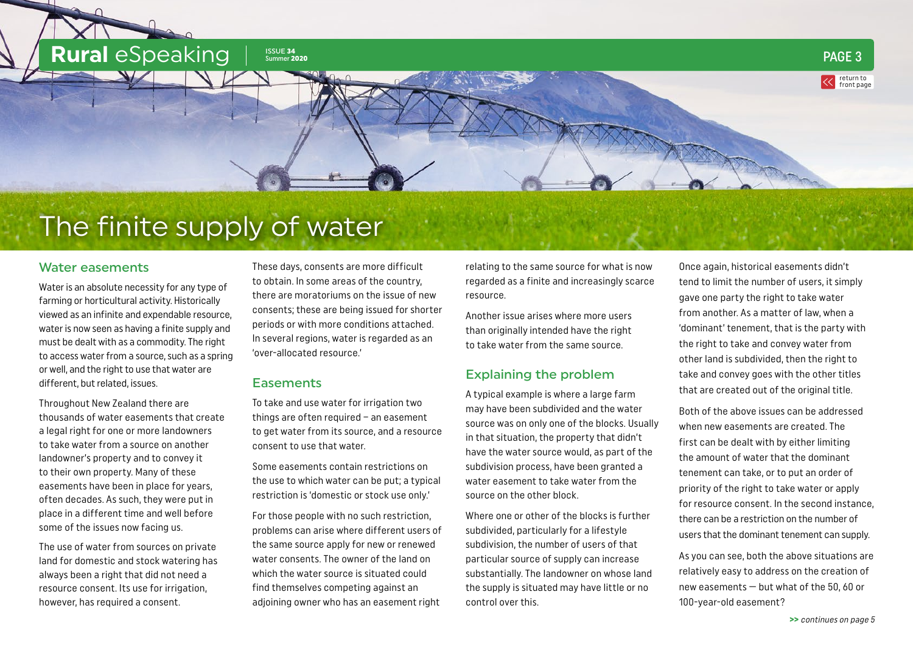# The finite supply of water

## Water easements

Water is an absolute necessity for any type of farming or horticultural activity. Historically viewed as an infinite and expendable resource, water is now seen as having a finite supply and must be dealt with as a commodity. The right to access water from a source, such as a spring or well, and the right to use that water are different, but related, issues.

Throughout New Zealand there are thousands of water easements that create a legal right for one or more landowners to take water from a source on another landowner's property and to convey it to their own property. Many of these easements have been in place for years, often decades. As such, they were put in place in a different time and well before some of the issues now facing us.

The use of water from sources on private land for domestic and stock watering has always been a right that did not need a resource consent. Its use for irrigation, however, has required a consent.

These days, consents are more difficult to obtain. In some areas of the country, there are moratoriums on the issue of new consents; these are being issued for shorter periods or with more conditions attached. In several regions, water is regarded as an 'over-allocated resource.'

## Easements

To take and use water for irrigation two things are often required – an easement to get water from its source, and a resource consent to use that water.

Some easements contain restrictions on the use to which water can be put; a typical restriction is 'domestic or stock use only.'

For those people with no such restriction, problems can arise where different users of the same source apply for new or renewed water consents. The owner of the land on which the water source is situated could find themselves competing against an adjoining owner who has an easement right relating to the same source for what is now regarded as a finite and increasingly scarce resource.

Another issue arises where more users than originally intended have the right to take water from the same source.

## Explaining the problem

A typical example is where a large farm may have been subdivided and the water source was on only one of the blocks. Usually in that situation, the property that didn't have the water source would, as part of the subdivision process, have been granted a water easement to take water from the source on the other block.

Where one or other of the blocks is further subdivided, particularly for a lifestyle subdivision, the number of users of that particular source of supply can increase substantially. The landowner on whose land the supply is situated may have little or no control over this.

Once again, historical easements didn't tend to limit the number of users, it simply gave one party the right to take water from another. As a matter of law, when a 'dominant' tenement, that is the party with the right to take and convey water from other land is subdivided, then the right to take and convey goes with the other titles that are created out of the original title.

Both of the above issues can be addressed when new easements are created. The first can be dealt with by either limiting the amount of water that the dominant tenement can take, or to put an order of priority of the right to take water or apply for resource consent. In the second instance, there can be a restriction on the number of users that the dominant tenement can supply.

As you can see, both the above situations are relatively easy to address on the creation of new easements — but what of the 50, 60 or 100-year-old easement?

*>> continues on page 5*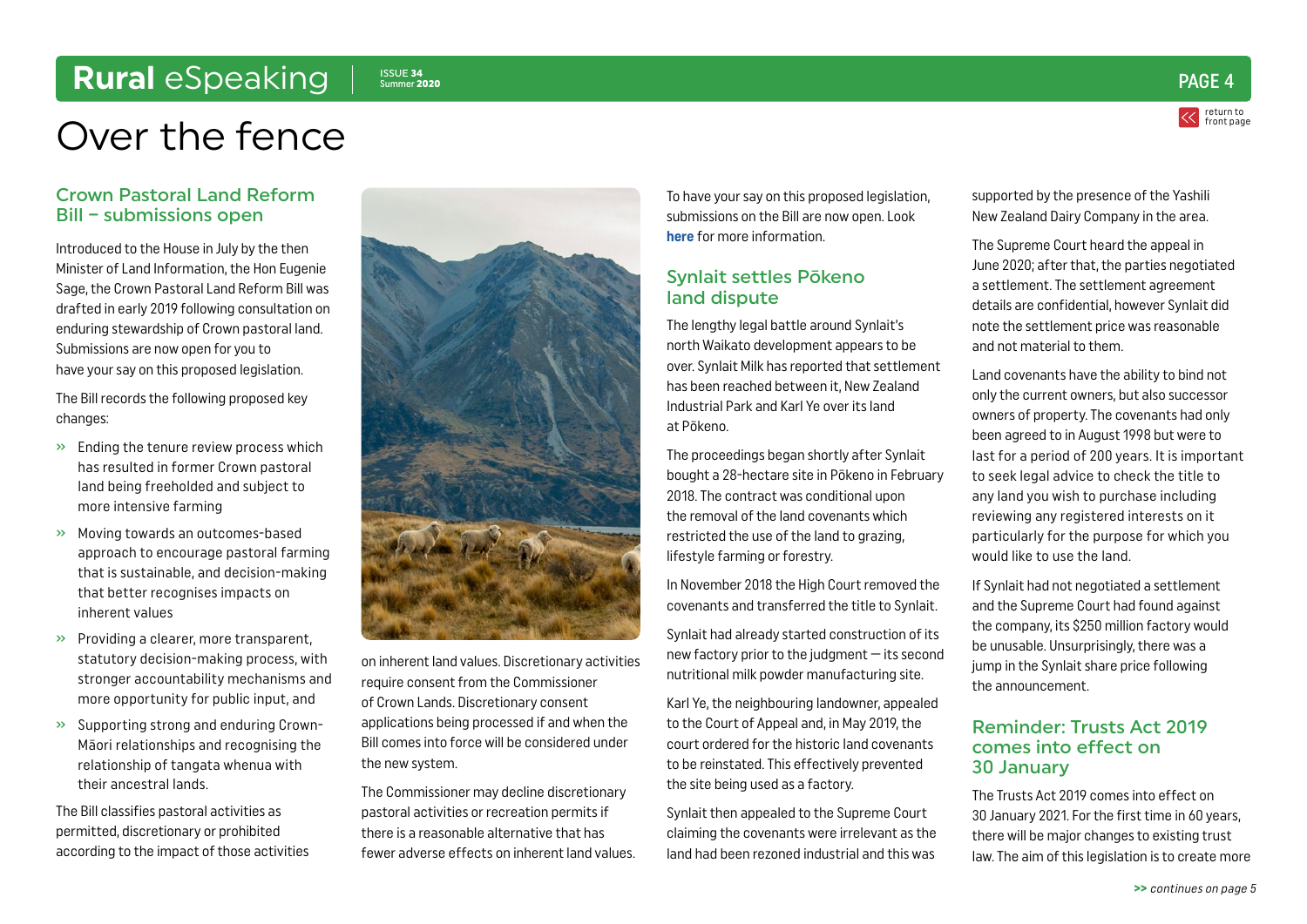# Over the fence

## Crown Pastoral Land Reform Bill – submissions open

Introduced to the House in July by the then Minister of Land Information, the Hon Eugenie Sage, the Crown Pastoral Land Reform Bill was drafted in early 2019 following consultation on enduring stewardship of Crown pastoral land. Submissions are now open for you to have your say on this proposed legislation.

The Bill records the following proposed key changes:

- Ending the tenure review process which has resulted in former Crown pastoral land being freeholded and subject to more intensive farming
- Moving towards an outcomes-based approach to encourage pastoral farming that is sustainable, and decision-making that better recognises impacts on inherent values
- Providing a clearer, more transparent, statutory decision-making process, with stronger accountability mechanisms and more opportunity for public input, and
- Supporting strong and enduring Crown-Māori relationships and recognising the relationship of tangata whenua with their ancestral lands.

The Bill classifies pastoral activities as permitted, discretionary or prohibited according to the impact of those activities on inherent land values. Discretionary activities require consent from the Commissioner of Crown Lands. Discretionary consent applications being processed if and when the Bill comes into force will be considered under the new system.

The Commissioner may decline discretionary pastoral activities or recreation permits if there is a reasonable alternative that has fewer adverse effects on inherent land values.

To have your say on this proposed legislation, submissions on the Bill are now open. Look **here** for more information.

## Synlait settles Pōkeno land dispute

The lengthy legal battle around Synlait's north Waikato development appears to be over. Synlait Milk has reported that settlement has been reached between it, New Zealand Industrial Park and Karl Ye over its land at Pōkeno.

The proceedings began shortly after Synlait bought a 28-hectare site in Pōkeno in February 2018. The contract was conditional upon the removal of the land covenants which restricted the use of the land to grazing, lifestyle farming or forestry.

In November 2018 the High Court removed the covenants and transferred the title to Synlait.

Synlait had already started construction of its new factory prior to the judgment — its second nutritional milk powder manufacturing site.

Karl Ye, the neighbouring landowner, appealed to the Court of Appeal and, in May 2019, the court ordered for the historic land covenants to be reinstated. This effectively prevented the site being used as a factory.

Synlait then appealed to the Supreme Court claiming the covenants were irrelevant as the land had been rezoned industrial and this was supported by the presence of the Yashili New Zealand Dairy Company in the area.

The Supreme Court heard the appeal in June 2020; after that, the parties negotiated a settlement. The settlement agreement details are confidential, however Synlait did note the settlement price was reasonable and not material to them.

Land covenants have the ability to bind not only the current owners, but also successor owners of property. The covenants had only been agreed to in August 1998 but were to last for a period of 200 years. It is important to seek legal advice to check the title to any land you wish to purchase including reviewing any registered interests on it particularly for the purpose for which you would like to use the land.

If Synlait had not negotiated a settlement and the Supreme Court had found against the company, its $250 million factory would be unusable. Unsurprisingly, there was a jump in the Synlait share price following the announcement.

## Reminder: Trusts Act 2019 comes into effect on 30 January

The Trusts Act 2019 comes into effect on 30 January 2021. For the first time in 60 years, there will be major changes to existing trust law. The aim of this legislation is to create more

*>> continues on page 5*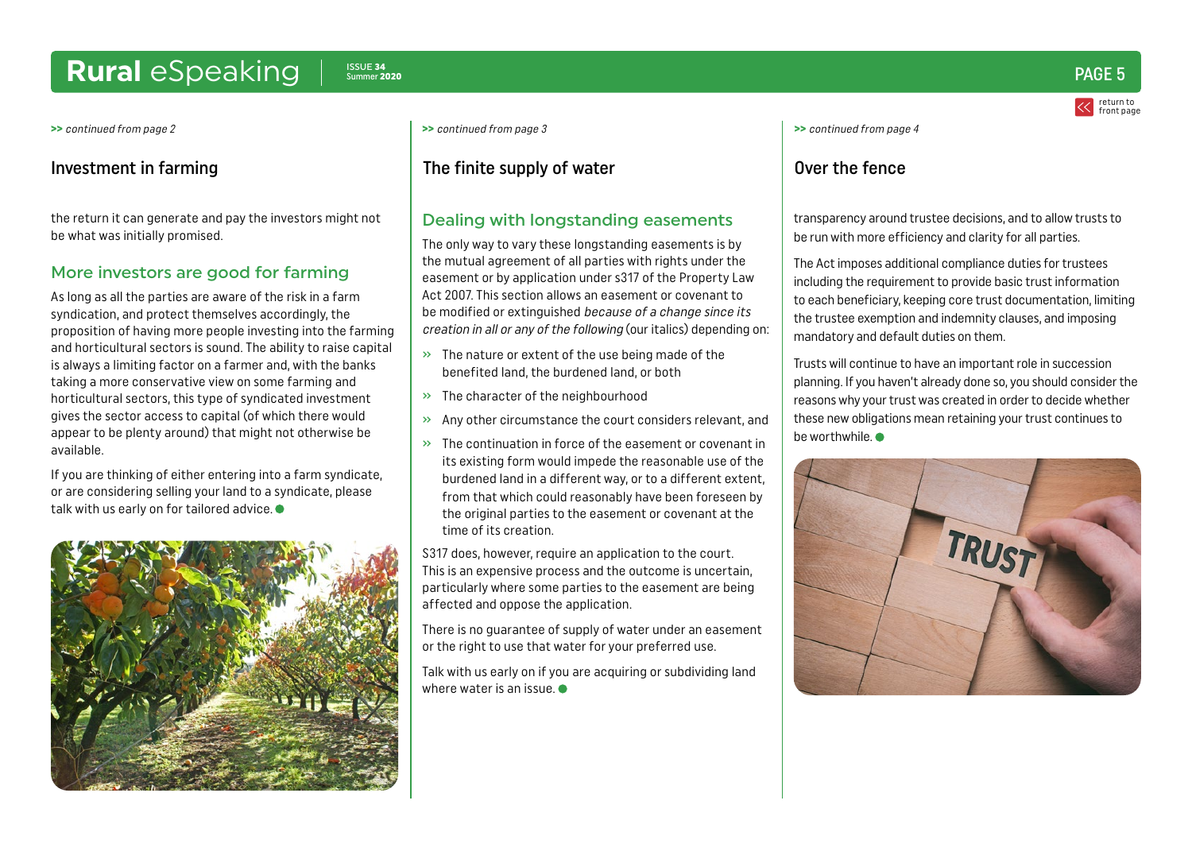*>> continued from page 2*

## Investment in farming

the return it can generate and pay the investors might not be what was initially promised.

### More investors are good for farming

As long as all the parties are aware of the risk in a farm syndication, and protect themselves accordingly, the proposition of having more people investing into the farming and horticultural sectors is sound. The ability to raise capital is always a limiting factor on a farmer and, with the banks taking a more conservative view on some farming and horticultural sectors, this type of syndicated investment gives the sector access to capital (of which there would appear to be plenty around) that might not otherwise be available.

If you are thinking of either entering into a farm syndicate, or are considering selling your land to a syndicate, please talk with us early on for tailored advice.

*>> continued from page 3*

## The finite supply of water

### Dealing with longstanding easements

The only way to vary these longstanding easements is by the mutual agreement of all parties with rights under the easement or by application under s317 of the Property Law Act 2007. This section allows an easement or covenant to be modified or extinguished *because of a change since its creation in all or any of the following* (our italics) depending on:

- The nature or extent of the use being made of the benefited land, the burdened land, or both
- The character of the neighbourhood
- Any other circumstance the court considers relevant, and
- The continuation in force of the easement or covenant in its existing form would impede the reasonable use of the burdened land in a different way, or to a different extent, from that which could reasonably have been foreseen by the original parties to the easement or covenant at the time of its creation.

S317 does, however, require an application to the court. This is an expensive process and the outcome is uncertain, particularly where some parties to the easement are being affected and oppose the application.

There is no guarantee of supply of water under an easement or the right to use that water for your preferred use.

Talk with us early on if you are acquiring or subdividing land where water is an issue.

*>> continued from page 4*

## Over the fence

transparency around trustee decisions, and to allow trusts to be run with more efficiency and clarity for all parties.

The Act imposes additional compliance duties for trustees including the requirement to provide basic trust information to each beneficiary, keeping core trust documentation, limiting the trustee exemption and indemnity clauses, and imposing mandatory and default duties on them.

Trusts will continue to have an important role in succession planning. If you haven't already done so, you should consider the reasons why your trust was created in order to decide whether these new obligations mean retaining your trust continues to be worthwhile.